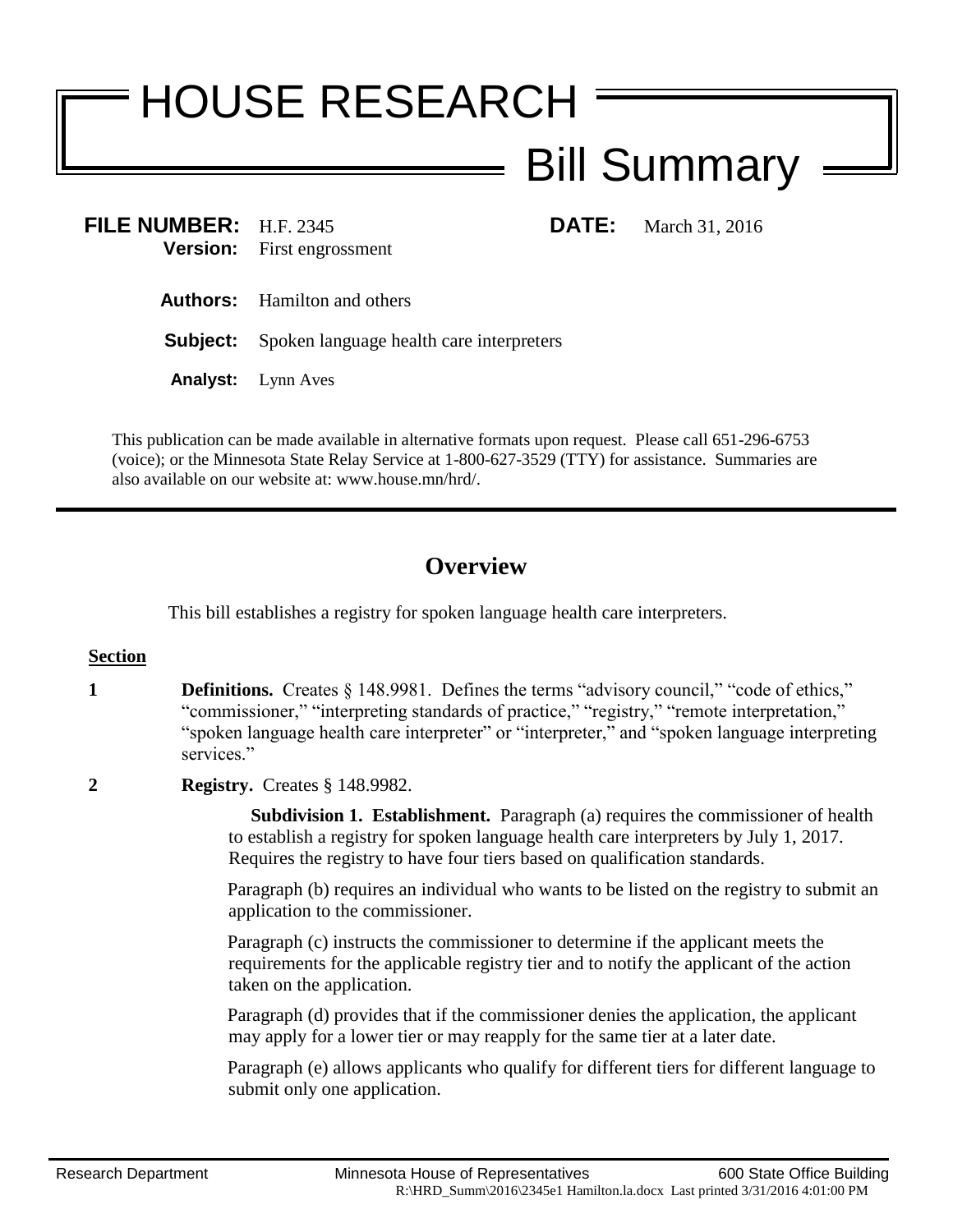# HOUSE RESEARCH

## Bill Summary

**FILE NUMBER:** H.F. 2345 **DATE:** March 31, 2016
**Version:** First engrossment

**Authors:** Hamilton and others

**Subject:** Spoken language health care interpreters

**Analyst:** Lynn Aves

This publication can be made available in alternative formats upon request. Please call 651-296-6753 (voice); or the Minnesota State Relay Service at 1-800-627-3529 (TTY) for assistance. Summaries are also available on our website at: www.house.mn/hrd/.

---

## Overview

This bill establishes a registry for spoken language health care interpreters.

**Section**

**1** **Definitions.** Creates § 148.9981. Defines the terms "advisory council," "code of ethics," "commissioner," "interpreting standards of practice," "registry," "remote interpretation," "spoken language health care interpreter" or "interpreter," and "spoken language interpreting services."

**2** **Registry.** Creates § 148.9982.

**Subdivision 1. Establishment.** Paragraph (a) requires the commissioner of health to establish a registry for spoken language health care interpreters by July 1, 2017. Requires the registry to have four tiers based on qualification standards.

Paragraph (b) requires an individual who wants to be listed on the registry to submit an application to the commissioner.

Paragraph (c) instructs the commissioner to determine if the applicant meets the requirements for the applicable registry tier and to notify the applicant of the action taken on the application.

Paragraph (d) provides that if the commissioner denies the application, the applicant may apply for a lower tier or may reapply for the same tier at a later date.

Paragraph (e) allows applicants who qualify for different tiers for different language to submit only one application.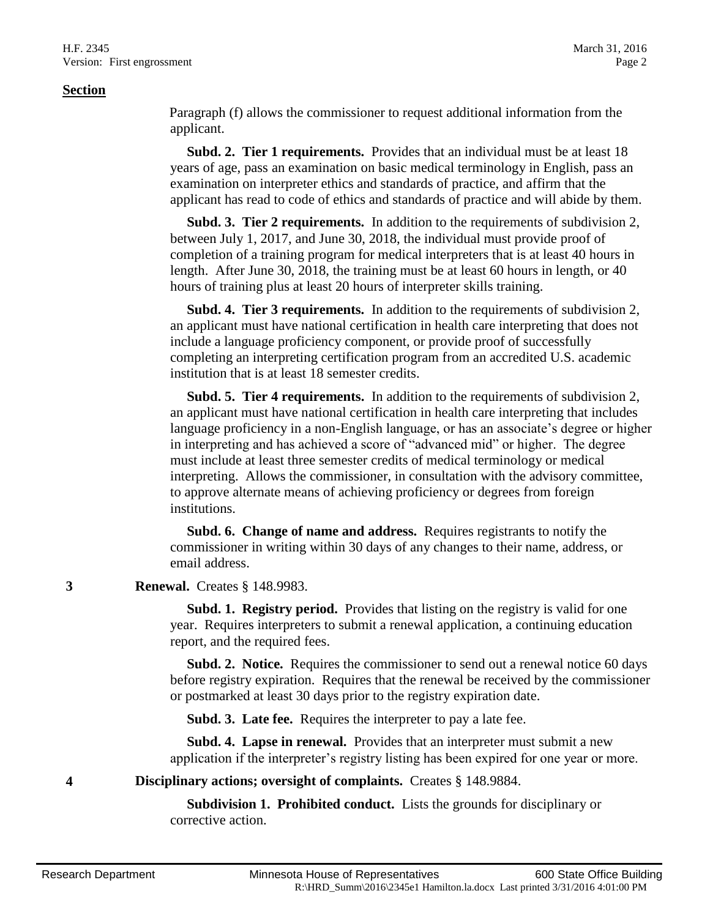**Section**

Paragraph (f) allows the commissioner to request additional information from the applicant.

**Subd. 2. Tier 1 requirements.** Provides that an individual must be at least 18 years of age, pass an examination on basic medical terminology in English, pass an examination on interpreter ethics and standards of practice, and affirm that the applicant has read to code of ethics and standards of practice and will abide by them.

**Subd. 3. Tier 2 requirements.** In addition to the requirements of subdivision 2, between July 1, 2017, and June 30, 2018, the individual must provide proof of completion of a training program for medical interpreters that is at least 40 hours in length. After June 30, 2018, the training must be at least 60 hours in length, or 40 hours of training plus at least 20 hours of interpreter skills training.

**Subd. 4. Tier 3 requirements.** In addition to the requirements of subdivision 2, an applicant must have national certification in health care interpreting that does not include a language proficiency component, or provide proof of successfully completing an interpreting certification program from an accredited U.S. academic institution that is at least 18 semester credits.

**Subd. 5. Tier 4 requirements.** In addition to the requirements of subdivision 2, an applicant must have national certification in health care interpreting that includes language proficiency in a non-English language, or has an associate's degree or higher in interpreting and has achieved a score of "advanced mid" or higher. The degree must include at least three semester credits of medical terminology or medical interpreting. Allows the commissioner, in consultation with the advisory committee, to approve alternate means of achieving proficiency or degrees from foreign institutions.

**Subd. 6. Change of name and address.** Requires registrants to notify the commissioner in writing within 30 days of any changes to their name, address, or email address.

**3** **Renewal.** Creates § 148.9983.

**Subd. 1. Registry period.** Provides that listing on the registry is valid for one year. Requires interpreters to submit a renewal application, a continuing education report, and the required fees.

**Subd. 2. Notice.** Requires the commissioner to send out a renewal notice 60 days before registry expiration. Requires that the renewal be received by the commissioner or postmarked at least 30 days prior to the registry expiration date.

**Subd. 3. Late fee.** Requires the interpreter to pay a late fee.

**Subd. 4. Lapse in renewal.** Provides that an interpreter must submit a new application if the interpreter's registry listing has been expired for one year or more.

**4** **Disciplinary actions; oversight of complaints.** Creates § 148.9884.

**Subdivision 1. Prohibited conduct.** Lists the grounds for disciplinary or corrective action.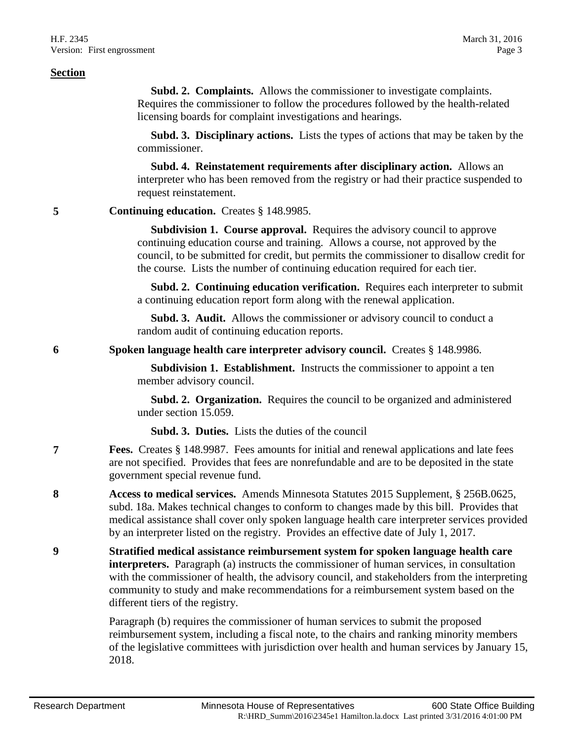**Section**

**Subd. 2. Complaints.** Allows the commissioner to investigate complaints. Requires the commissioner to follow the procedures followed by the health-related licensing boards for complaint investigations and hearings.

**Subd. 3. Disciplinary actions.** Lists the types of actions that may be taken by the commissioner.

**Subd. 4. Reinstatement requirements after disciplinary action.** Allows an interpreter who has been removed from the registry or had their practice suspended to request reinstatement.

**5** **Continuing education.** Creates § 148.9985.

**Subdivision 1. Course approval.** Requires the advisory council to approve continuing education course and training. Allows a course, not approved by the council, to be submitted for credit, but permits the commissioner to disallow credit for the course. Lists the number of continuing education required for each tier.

**Subd. 2. Continuing education verification.** Requires each interpreter to submit a continuing education report form along with the renewal application.

**Subd. 3. Audit.** Allows the commissioner or advisory council to conduct a random audit of continuing education reports.

**6** **Spoken language health care interpreter advisory council.** Creates § 148.9986.

**Subdivision 1. Establishment.** Instructs the commissioner to appoint a ten member advisory council.

**Subd. 2. Organization.** Requires the council to be organized and administered under section 15.059.

**Subd. 3. Duties.** Lists the duties of the council

**7** **Fees.** Creates § 148.9987. Fees amounts for initial and renewal applications and late fees are not specified. Provides that fees are nonrefundable and are to be deposited in the state government special revenue fund.

**8** **Access to medical services.** Amends Minnesota Statutes 2015 Supplement, § 256B.0625, subd. 18a. Makes technical changes to conform to changes made by this bill. Provides that medical assistance shall cover only spoken language health care interpreter services provided by an interpreter listed on the registry. Provides an effective date of July 1, 2017.

**9** **Stratified medical assistance reimbursement system for spoken language health care interpreters.** Paragraph (a) instructs the commissioner of human services, in consultation with the commissioner of health, the advisory council, and stakeholders from the interpreting community to study and make recommendations for a reimbursement system based on the different tiers of the registry.

Paragraph (b) requires the commissioner of human services to submit the proposed reimbursement system, including a fiscal note, to the chairs and ranking minority members of the legislative committees with jurisdiction over health and human services by January 15, 2018.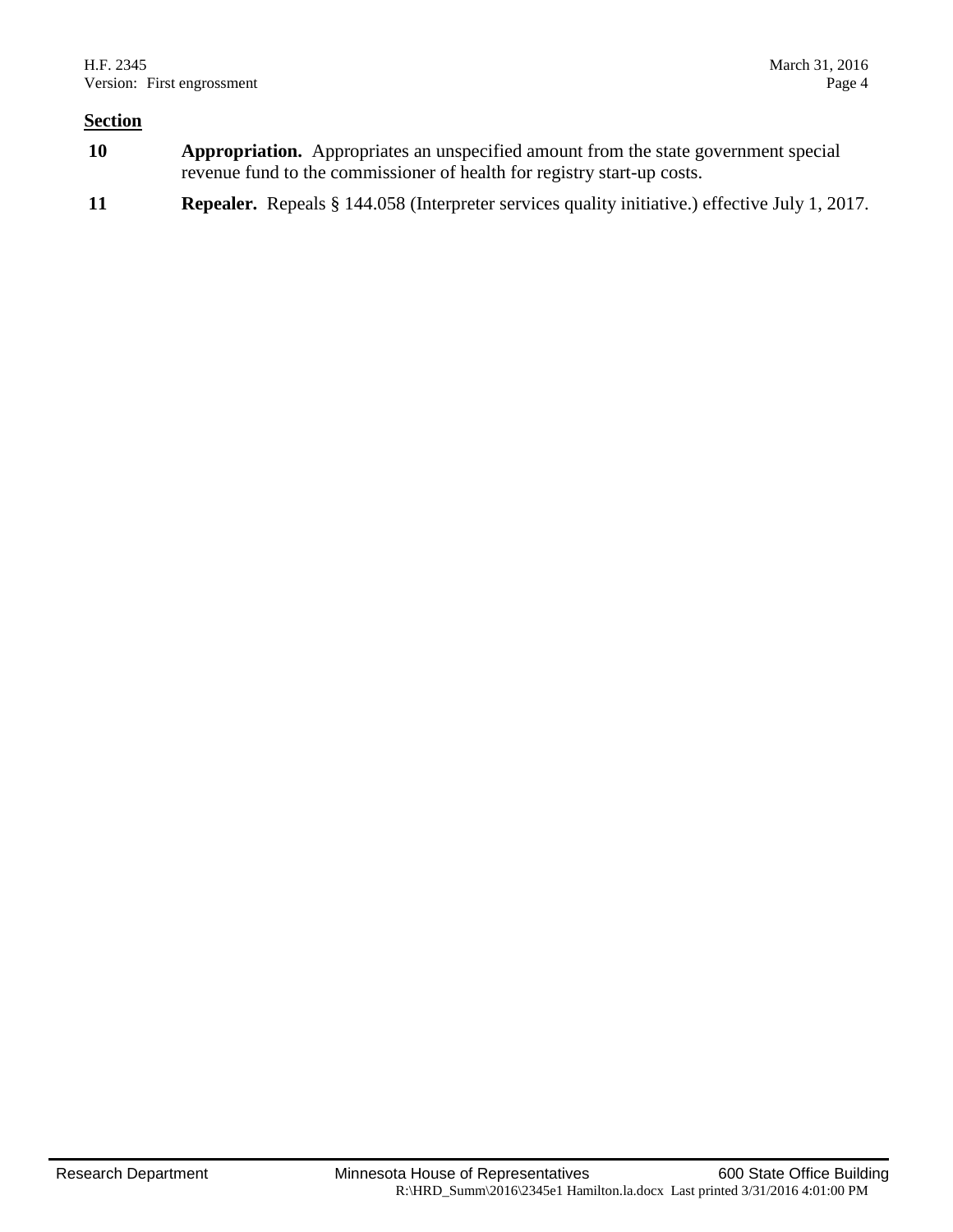**Section**

| | |
|---|---|
| **10** | **Appropriation.** Appropriates an unspecified amount from the state government special revenue fund to the commissioner of health for registry start-up costs. |
| **11** | **Repealer.** Repeals § 144.058 (Interpreter services quality initiative.) effective July 1, 2017. |